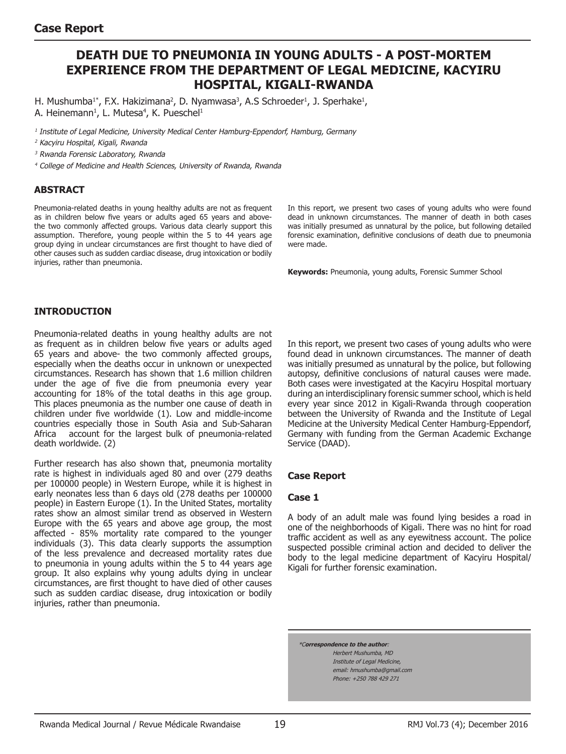**Case Report**

# DEATH DUE TO PNEUMONIA IN YOUNG ADULTS - A POST-MORTEM EXPERIENCE FROM THE DEPARTMENT OF LEGAL MEDICINE, KACYIRU HOSPITAL, KIGALI-RWANDA

H. Mushumba[1*], F.X. Hakizimana[2], D. Nyamwasa[3], A.S Schroeder[1], J. Sperhake[1], A. Heinemann[1], L. Mutesa[4], K. Pueschel[1]

*[1] Institute of Legal Medicine, University Medical Center Hamburg-Eppendorf, Hamburg, Germany*

*[2] Kacyiru Hospital, Kigali, Rwanda*

*[3] Rwanda Forensic Laboratory, Rwanda*

*[4] College of Medicine and Health Sciences, University of Rwanda, Rwanda*

## ABSTRACT

Pneumonia-related deaths in young healthy adults are not as frequent as in children below five years or adults aged 65 years and above- the two commonly affected groups. Various data clearly support this assumption. Therefore, young people within the 5 to 44 years age group dying in unclear circumstances are first thought to have died of other causes such as sudden cardiac disease, drug intoxication or bodily injuries, rather than pneumonia.

In this report, we present two cases of young adults who were found dead in unknown circumstances. The manner of death in both cases was initially presumed as unnatural by the police, but following detailed forensic examination, definitive conclusions of death due to pneumonia were made.

**Keywords:** Pneumonia, young adults, Forensic Summer School

## INTRODUCTION

Pneumonia-related deaths in young healthy adults are not as frequent as in children below five years or adults aged 65 years and above- the two commonly affected groups, especially when the deaths occur in unknown or unexpected circumstances. Research has shown that 1.6 million children under the age of five die from pneumonia every year accounting for 18% of the total deaths in this age group. This places pneumonia as the number one cause of death in children under five worldwide (1). Low and middle-income countries especially those in South Asia and Sub-Saharan Africa account for the largest bulk of pneumonia-related death worldwide. (2)

Further research has also shown that, pneumonia mortality rate is highest in individuals aged 80 and over (279 deaths per 100000 people) in Western Europe, while it is highest in early neonates less than 6 days old (278 deaths per 100000 people) in Eastern Europe (1). In the United States, mortality rates show an almost similar trend as observed in Western Europe with the 65 years and above age group, the most affected - 85% mortality rate compared to the younger individuals (3). This data clearly supports the assumption of the less prevalence and decreased mortality rates due to pneumonia in young adults within the 5 to 44 years age group. It also explains why young adults dying in unclear circumstances, are first thought to have died of other causes such as sudden cardiac disease, drug intoxication or bodily injuries, rather than pneumonia.

In this report, we present two cases of young adults who were found dead in unknown circumstances. The manner of death was initially presumed as unnatural by the police, but following autopsy, definitive conclusions of natural causes were made. Both cases were investigated at the Kacyiru Hospital mortuary during an interdisciplinary forensic summer school, which is held every year since 2012 in Kigali-Rwanda through cooperation between the University of Rwanda and the Institute of Legal Medicine at the University Medical Center Hamburg-Eppendorf, Germany with funding from the German Academic Exchange Service (DAAD).

## Case Report

### Case 1

A body of an adult male was found lying besides a road in one of the neighborhoods of Kigali. There was no hint for road traffic accident as well as any eyewitness account. The police suspected possible criminal action and decided to deliver the body to the legal medicine department of Kacyiru Hospital/ Kigali for further forensic examination.

*\*Correspondence to the author:*
*Herbert Mushumba, MD*
*Institute of Legal Medicine,*
*email: hmushumba@gmail.com*
*Phone: +250 788 429 271*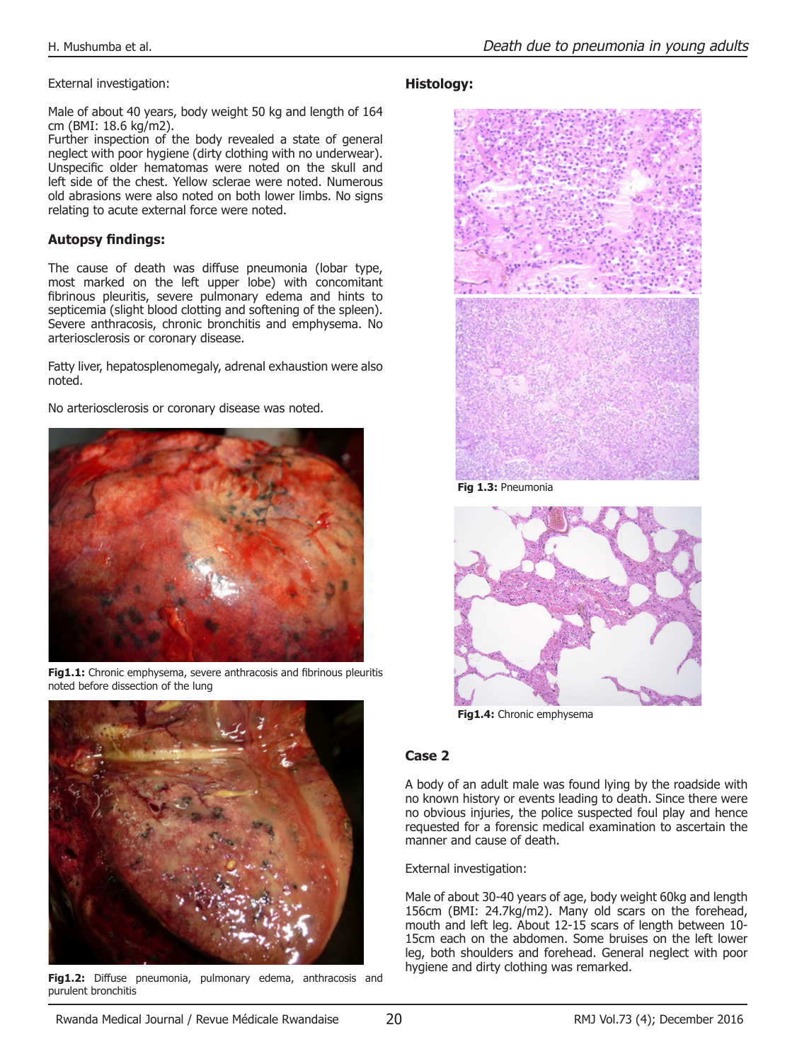External investigation:

Male of about 40 years, body weight 50 kg and length of 164 cm (BMI: 18.6 kg/m2).
Further inspection of the body revealed a state of general neglect with poor hygiene (dirty clothing with no underwear). Unspecific older hematomas were noted on the skull and left side of the chest. Yellow sclerae were noted. Numerous old abrasions were also noted on both lower limbs. No signs relating to acute external force were noted.

### Autopsy findings:

The cause of death was diffuse pneumonia (lobar type, most marked on the left upper lobe) with concomitant fibrinous pleuritis, severe pulmonary edema and hints to septicemia (slight blood clotting and softening of the spleen). Severe anthracosis, chronic bronchitis and emphysema. No arteriosclerosis or coronary disease.

Fatty liver, hepatosplenomegaly, adrenal exhaustion were also noted.

No arteriosclerosis or coronary disease was noted.

**Fig1.1:** Chronic emphysema, severe anthracosis and fibrinous pleuritis noted before dissection of the lung

**Fig1.2:** Diffuse pneumonia, pulmonary edema, anthracosis and purulent bronchitis

### Histology:

**Fig 1.3:** Pneumonia

**Fig1.4:** Chronic emphysema

## Case 2

A body of an adult male was found lying by the roadside with no known history or events leading to death. Since there were no obvious injuries, the police suspected foul play and hence requested for a forensic medical examination to ascertain the manner and cause of death.

External investigation:

Male of about 30-40 years of age, body weight 60kg and length 156cm (BMI: 24.7kg/m2). Many old scars on the forehead, mouth and left leg. About 12-15 scars of length between 10-15cm each on the abdomen. Some bruises on the left lower leg, both shoulders and forehead. General neglect with poor hygiene and dirty clothing was remarked.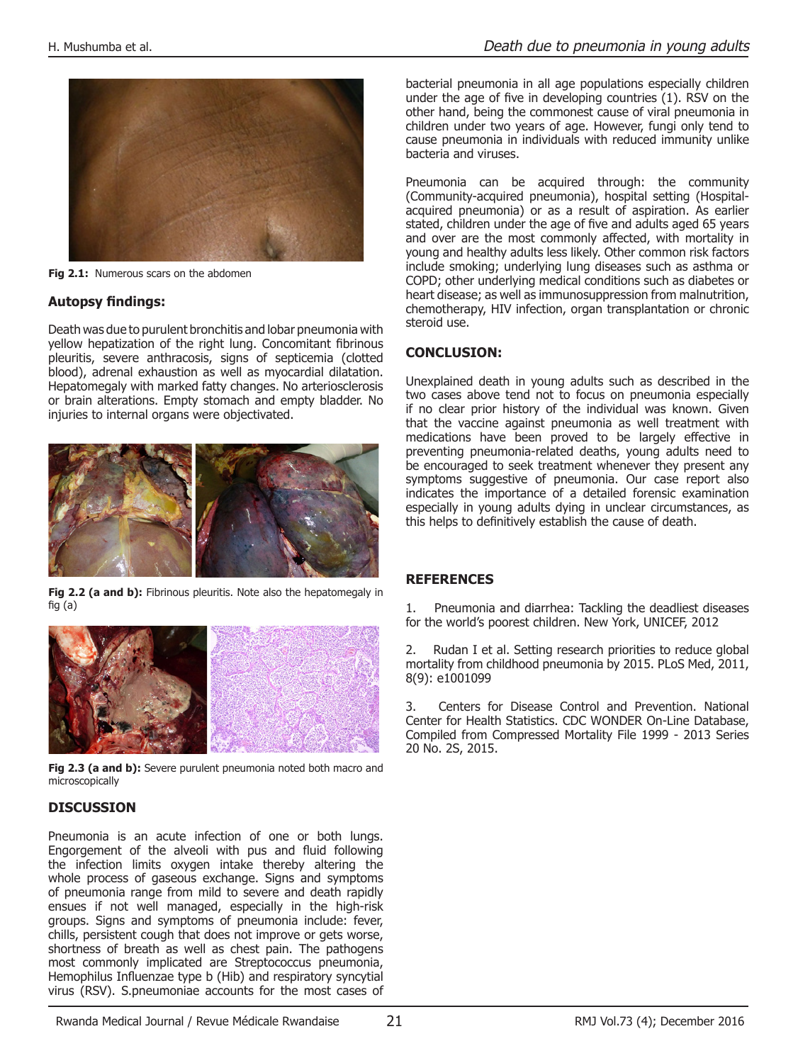Fig 2.1: Numerous scars on the abdomen

### Autopsy findings:

Death was due to purulent bronchitis and lobar pneumonia with yellow hepatization of the right lung. Concomitant fibrinous pleuritis, severe anthracosis, signs of septicemia (clotted blood), adrenal exhaustion as well as myocardial dilatation. Hepatomegaly with marked fatty changes. No arteriosclerosis or brain alterations. Empty stomach and empty bladder. No injuries to internal organs were objectivated.

**Fig 2.2 (a and b):** Fibrinous pleuritis. Note also the hepatomegaly in fig (a)

**Fig 2.3 (a and b):** Severe purulent pneumonia noted both macro and microscopically

## DISCUSSION

Pneumonia is an acute infection of one or both lungs. Engorgement of the alveoli with pus and fluid following the infection limits oxygen intake thereby altering the whole process of gaseous exchange. Signs and symptoms of pneumonia range from mild to severe and death rapidly ensues if not well managed, especially in the high-risk groups. Signs and symptoms of pneumonia include: fever, chills, persistent cough that does not improve or gets worse, shortness of breath as well as chest pain. The pathogens most commonly implicated are Streptococcus pneumonia, Hemophilus Influenzae type b (Hib) and respiratory syncytial virus (RSV). S.pneumoniae accounts for the most cases of bacterial pneumonia in all age populations especially children under the age of five in developing countries (1). RSV on the other hand, being the commonest cause of viral pneumonia in children under two years of age. However, fungi only tend to cause pneumonia in individuals with reduced immunity unlike bacteria and viruses.

Pneumonia can be acquired through: the community (Community-acquired pneumonia), hospital setting (Hospital-acquired pneumonia) or as a result of aspiration. As earlier stated, children under the age of five and adults aged 65 years and over are the most commonly affected, with mortality in young and healthy adults less likely. Other common risk factors include smoking; underlying lung diseases such as asthma or COPD; other underlying medical conditions such as diabetes or heart disease; as well as immunosuppression from malnutrition, chemotherapy, HIV infection, organ transplantation or chronic steroid use.

## CONCLUSION:

Unexplained death in young adults such as described in the two cases above tend not to focus on pneumonia especially if no clear prior history of the individual was known. Given that the vaccine against pneumonia as well treatment with medications have been proved to be largely effective in preventing pneumonia-related deaths, young adults need to be encouraged to seek treatment whenever they present any symptoms suggestive of pneumonia. Our case report also indicates the importance of a detailed forensic examination especially in young adults dying in unclear circumstances, as this helps to definitively establish the cause of death.

## REFERENCES

1. Pneumonia and diarrhea: Tackling the deadliest diseases for the world's poorest children. New York, UNICEF, 2012

2. Rudan I et al. Setting research priorities to reduce global mortality from childhood pneumonia by 2015. PLoS Med, 2011, 8(9): e1001099

3. Centers for Disease Control and Prevention. National Center for Health Statistics. CDC WONDER On-Line Database, Compiled from Compressed Mortality File 1999 - 2013 Series 20 No. 2S, 2015.